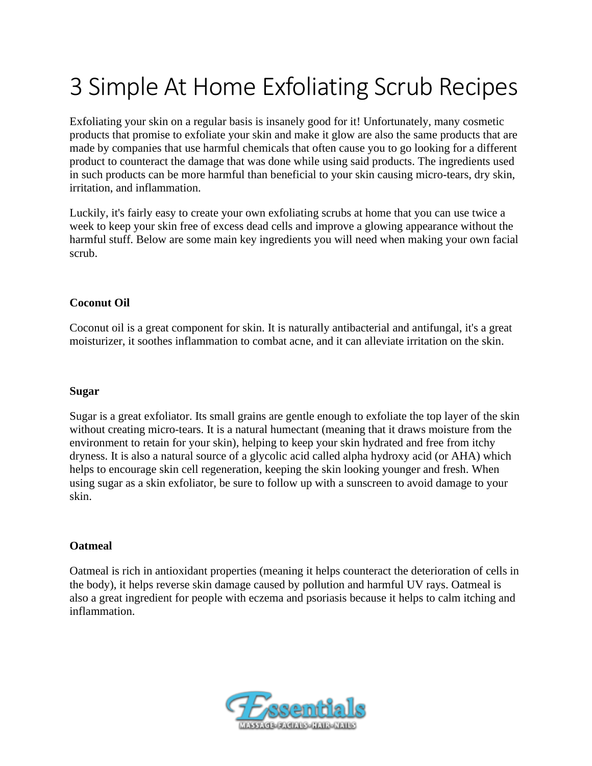# 3 Simple At Home Exfoliating Scrub Recipes

Exfoliating your skin on a regular basis is insanely good for it! Unfortunately, many cosmetic products that promise to exfoliate your skin and make it glow are also the same products that are made by companies that use harmful chemicals that often cause you to go looking for a different product to counteract the damage that was done while using said products. The ingredients used in such products can be more harmful than beneficial to your skin causing micro-tears, dry skin, irritation, and inflammation.

Luckily, it's fairly easy to create your own exfoliating scrubs at home that you can use twice a week to keep your skin free of excess dead cells and improve a glowing appearance without the harmful stuff. Below are some main key ingredients you will need when making your own facial scrub.

**Coconut Oil**

Coconut oil is a great component for skin. It is naturally antibacterial and antifungal, it's a great moisturizer, it soothes inflammation to combat acne, and it can alleviate irritation on the skin.

**Sugar**

Sugar is a great exfoliator. Its small grains are gentle enough to exfoliate the top layer of the skin without creating micro-tears. It is a natural humectant (meaning that it draws moisture from the environment to retain for your skin), helping to keep your skin hydrated and free from itchy dryness. It is also a natural source of a glycolic acid called alpha hydroxy acid (or AHA) which helps to encourage skin cell regeneration, keeping the skin looking younger and fresh. When using sugar as a skin exfoliator, be sure to follow up with a sunscreen to avoid damage to your skin.

**Oatmeal**

Oatmeal is rich in antioxidant properties (meaning it helps counteract the deterioration of cells in the body), it helps reverse skin damage caused by pollution and harmful UV rays. Oatmeal is also a great ingredient for people with eczema and psoriasis because it helps to calm itching and inflammation.

Essentials
MASSAGE · FACIALS · HAIR · NAILS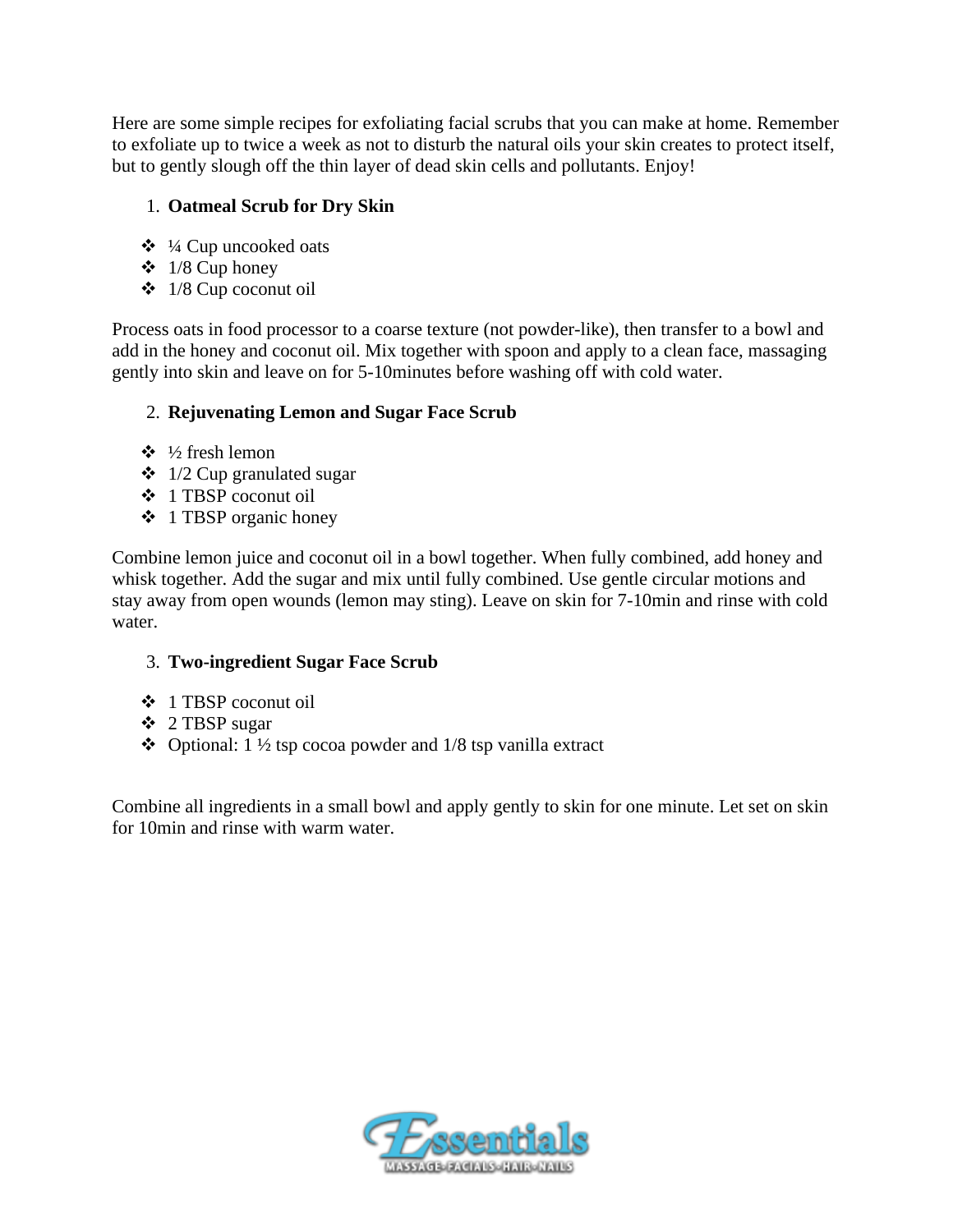Here are some simple recipes for exfoliating facial scrubs that you can make at home. Remember to exfoliate up to twice a week as not to disturb the natural oils your skin creates to protect itself, but to gently slough off the thin layer of dead skin cells and pollutants. Enjoy!

1. **Oatmeal Scrub for Dry Skin**

- ¼ Cup uncooked oats
- 1/8 Cup honey
- 1/8 Cup coconut oil

Process oats in food processor to a coarse texture (not powder-like), then transfer to a bowl and add in the honey and coconut oil. Mix together with spoon and apply to a clean face, massaging gently into skin and leave on for 5-10minutes before washing off with cold water.

2. **Rejuvenating Lemon and Sugar Face Scrub**

- ½ fresh lemon
- 1/2 Cup granulated sugar
- 1 TBSP coconut oil
- 1 TBSP organic honey

Combine lemon juice and coconut oil in a bowl together. When fully combined, add honey and whisk together. Add the sugar and mix until fully combined. Use gentle circular motions and stay away from open wounds (lemon may sting). Leave on skin for 7-10min and rinse with cold water.

3. **Two-ingredient Sugar Face Scrub**

- 1 TBSP coconut oil
- 2 TBSP sugar
- Optional: 1 ½ tsp cocoa powder and 1/8 tsp vanilla extract

Combine all ingredients in a small bowl and apply gently to skin for one minute. Let set on skin for 10min and rinse with warm water.

Essentials
MASSAGE · FACIALS · HAIR · NAILS